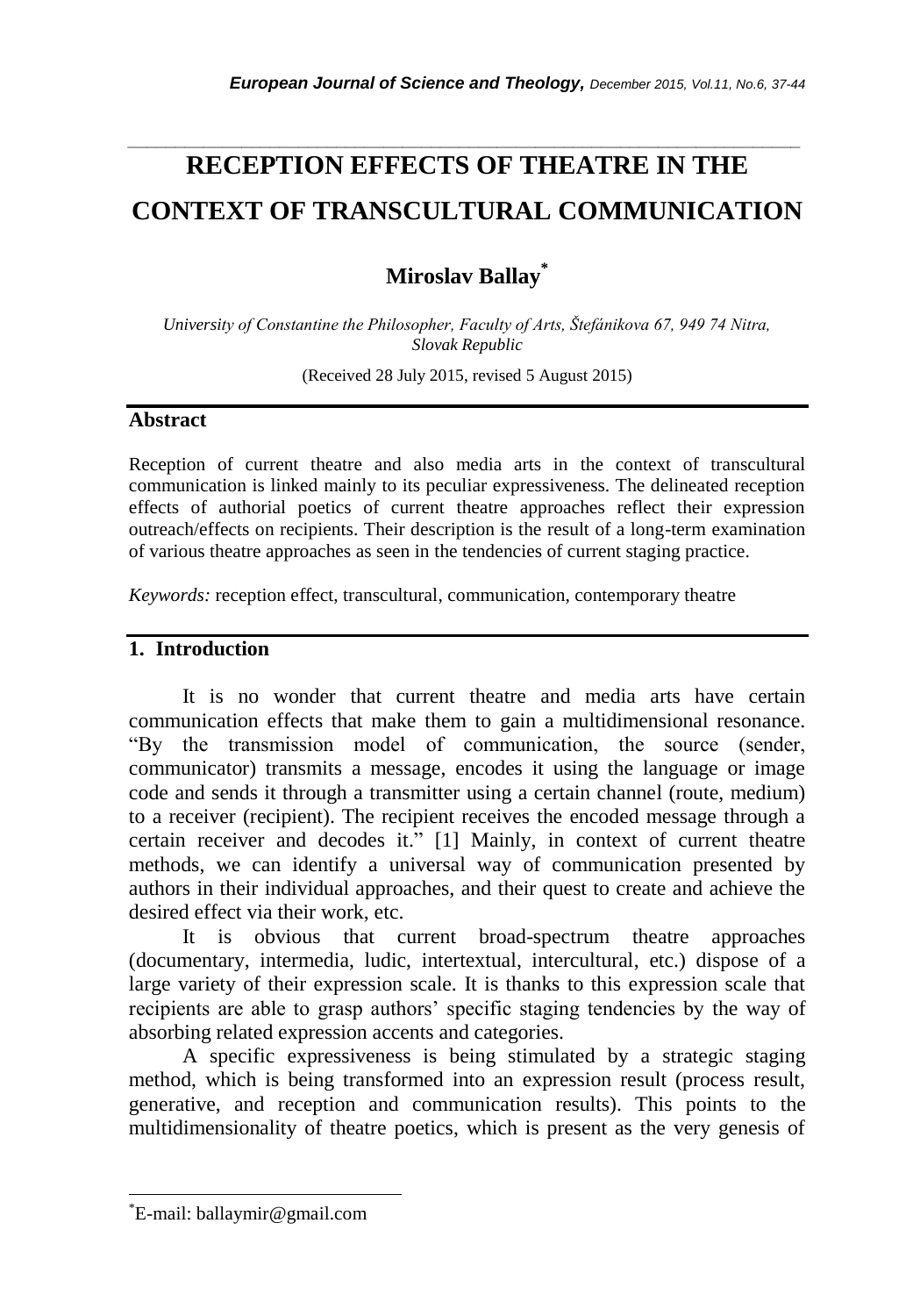# RECEPTION EFFECTS OF THEATRE IN THE CONTEXT OF TRANSCULTURAL COMMUNICATION

**Miroslav Ballay***

*University of Constantine the Philosopher, Faculty of Arts, Štefánikova 67, 949 74 Nitra, Slovak Republic*

(Received 28 July 2015, revised 5 August 2015)

## Abstract

Reception of current theatre and also media arts in the context of transcultural communication is linked mainly to its peculiar expressiveness. The delineated reception effects of authorial poetics of current theatre approaches reflect their expression outreach/effects on recipients. Their description is the result of a long-term examination of various theatre approaches as seen in the tendencies of current staging practice.

*Keywords:* reception effect, transcultural, communication, contemporary theatre

## 1. Introduction

It is no wonder that current theatre and media arts have certain communication effects that make them to gain a multidimensional resonance. "By the transmission model of communication, the source (sender, communicator) transmits a message, encodes it using the language or image code and sends it through a transmitter using a certain channel (route, medium) to a receiver (recipient). The recipient receives the encoded message through a certain receiver and decodes it." [1] Mainly, in context of current theatre methods, we can identify a universal way of communication presented by authors in their individual approaches, and their quest to create and achieve the desired effect via their work, etc.

It is obvious that current broad-spectrum theatre approaches (documentary, intermedia, ludic, intertextual, intercultural, etc.) dispose of a large variety of their expression scale. It is thanks to this expression scale that recipients are able to grasp authors' specific staging tendencies by the way of absorbing related expression accents and categories.

A specific expressiveness is being stimulated by a strategic staging method, which is being transformed into an expression result (process result, generative, and reception and communication results). This points to the multidimensionality of theatre poetics, which is present as the very genesis of

*E-mail: ballaymir@gmail.com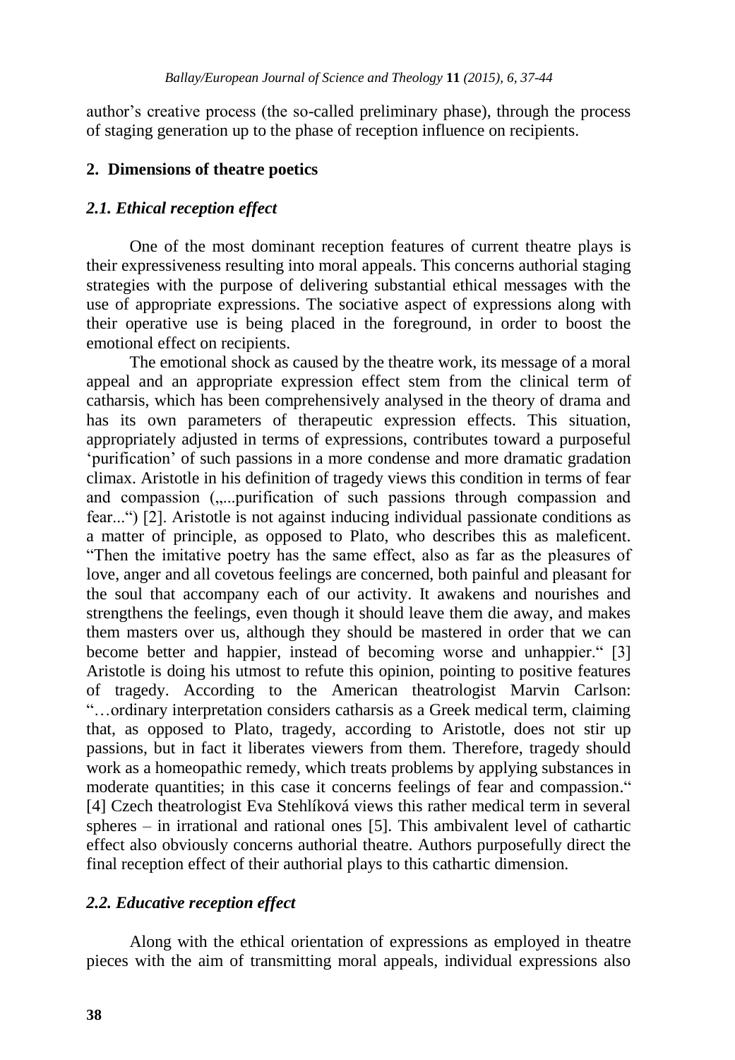author's creative process (the so-called preliminary phase), through the process of staging generation up to the phase of reception influence on recipients.

## 2. Dimensions of theatre poetics

### *2.1. Ethical reception effect*

One of the most dominant reception features of current theatre plays is their expressiveness resulting into moral appeals. This concerns authorial staging strategies with the purpose of delivering substantial ethical messages with the use of appropriate expressions. The sociative aspect of expressions along with their operative use is being placed in the foreground, in order to boost the emotional effect on recipients.

The emotional shock as caused by the theatre work, its message of a moral appeal and an appropriate expression effect stem from the clinical term of catharsis, which has been comprehensively analysed in the theory of drama and has its own parameters of therapeutic expression effects. This situation, appropriately adjusted in terms of expressions, contributes toward a purposeful 'purification' of such passions in a more condense and more dramatic gradation climax. Aristotle in his definition of tragedy views this condition in terms of fear and compassion („...purification of such passions through compassion and fear...") [2]. Aristotle is not against inducing individual passionate conditions as a matter of principle, as opposed to Plato, who describes this as maleficent. "Then the imitative poetry has the same effect, also as far as the pleasures of love, anger and all covetous feelings are concerned, both painful and pleasant for the soul that accompany each of our activity. It awakens and nourishes and strengthens the feelings, even though it should leave them die away, and makes them masters over us, although they should be mastered in order that we can become better and happier, instead of becoming worse and unhappier." [3] Aristotle is doing his utmost to refute this opinion, pointing to positive features of tragedy. According to the American theatrologist Marvin Carlson: "…ordinary interpretation considers catharsis as a Greek medical term, claiming that, as opposed to Plato, tragedy, according to Aristotle, does not stir up passions, but in fact it liberates viewers from them. Therefore, tragedy should work as a homeopathic remedy, which treats problems by applying substances in moderate quantities; in this case it concerns feelings of fear and compassion." [4] Czech theatrologist Eva Stehlíková views this rather medical term in several spheres – in irrational and rational ones [5]. This ambivalent level of cathartic effect also obviously concerns authorial theatre. Authors purposefully direct the final reception effect of their authorial plays to this cathartic dimension.

### *2.2. Educative reception effect*

Along with the ethical orientation of expressions as employed in theatre pieces with the aim of transmitting moral appeals, individual expressions also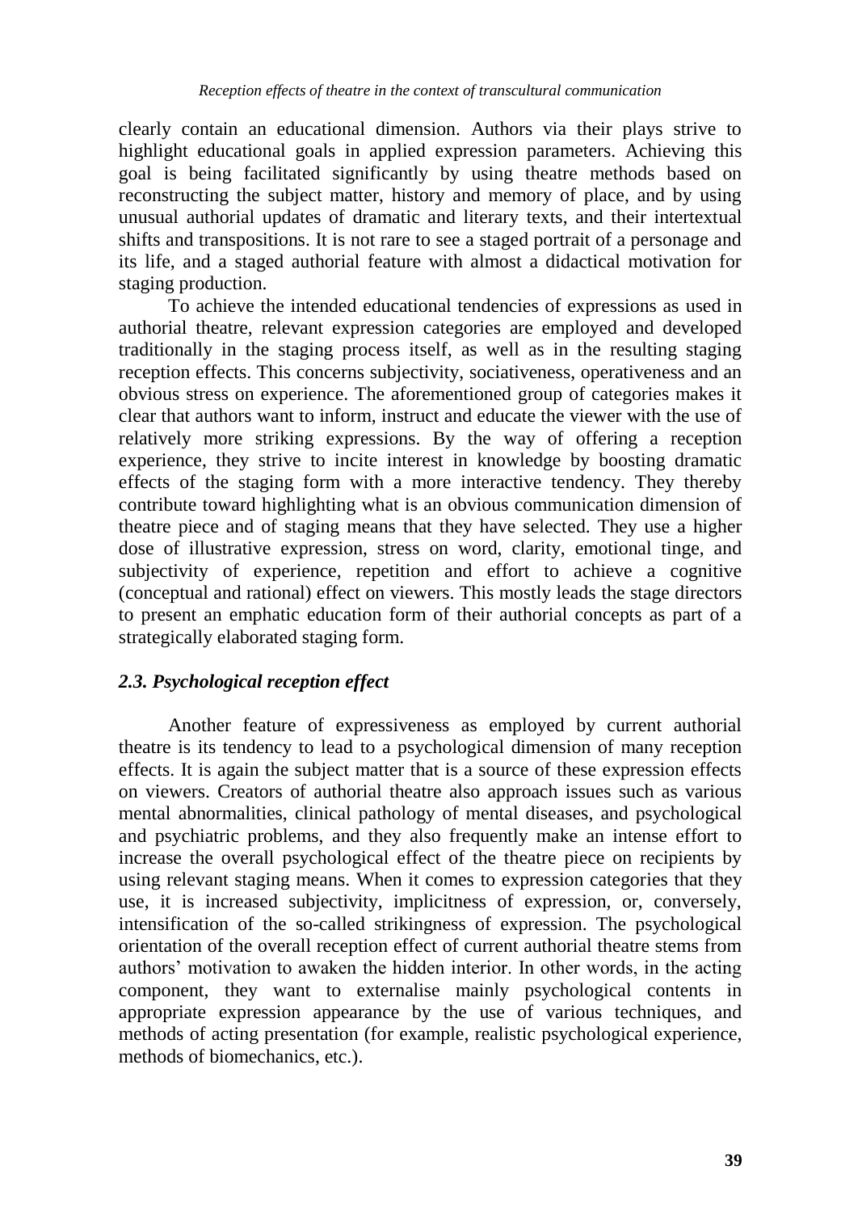clearly contain an educational dimension. Authors via their plays strive to highlight educational goals in applied expression parameters. Achieving this goal is being facilitated significantly by using theatre methods based on reconstructing the subject matter, history and memory of place, and by using unusual authorial updates of dramatic and literary texts, and their intertextual shifts and transpositions. It is not rare to see a staged portrait of a personage and its life, and a staged authorial feature with almost a didactical motivation for staging production.

To achieve the intended educational tendencies of expressions as used in authorial theatre, relevant expression categories are employed and developed traditionally in the staging process itself, as well as in the resulting staging reception effects. This concerns subjectivity, sociativeness, operativeness and an obvious stress on experience. The aforementioned group of categories makes it clear that authors want to inform, instruct and educate the viewer with the use of relatively more striking expressions. By the way of offering a reception experience, they strive to incite interest in knowledge by boosting dramatic effects of the staging form with a more interactive tendency. They thereby contribute toward highlighting what is an obvious communication dimension of theatre piece and of staging means that they have selected. They use a higher dose of illustrative expression, stress on word, clarity, emotional tinge, and subjectivity of experience, repetition and effort to achieve a cognitive (conceptual and rational) effect on viewers. This mostly leads the stage directors to present an emphatic education form of their authorial concepts as part of a strategically elaborated staging form.

### *2.3. Psychological reception effect*

Another feature of expressiveness as employed by current authorial theatre is its tendency to lead to a psychological dimension of many reception effects. It is again the subject matter that is a source of these expression effects on viewers. Creators of authorial theatre also approach issues such as various mental abnormalities, clinical pathology of mental diseases, and psychological and psychiatric problems, and they also frequently make an intense effort to increase the overall psychological effect of the theatre piece on recipients by using relevant staging means. When it comes to expression categories that they use, it is increased subjectivity, implicitness of expression, or, conversely, intensification of the so-called strikingness of expression. The psychological orientation of the overall reception effect of current authorial theatre stems from authors' motivation to awaken the hidden interior. In other words, in the acting component, they want to externalise mainly psychological contents in appropriate expression appearance by the use of various techniques, and methods of acting presentation (for example, realistic psychological experience, methods of biomechanics, etc.).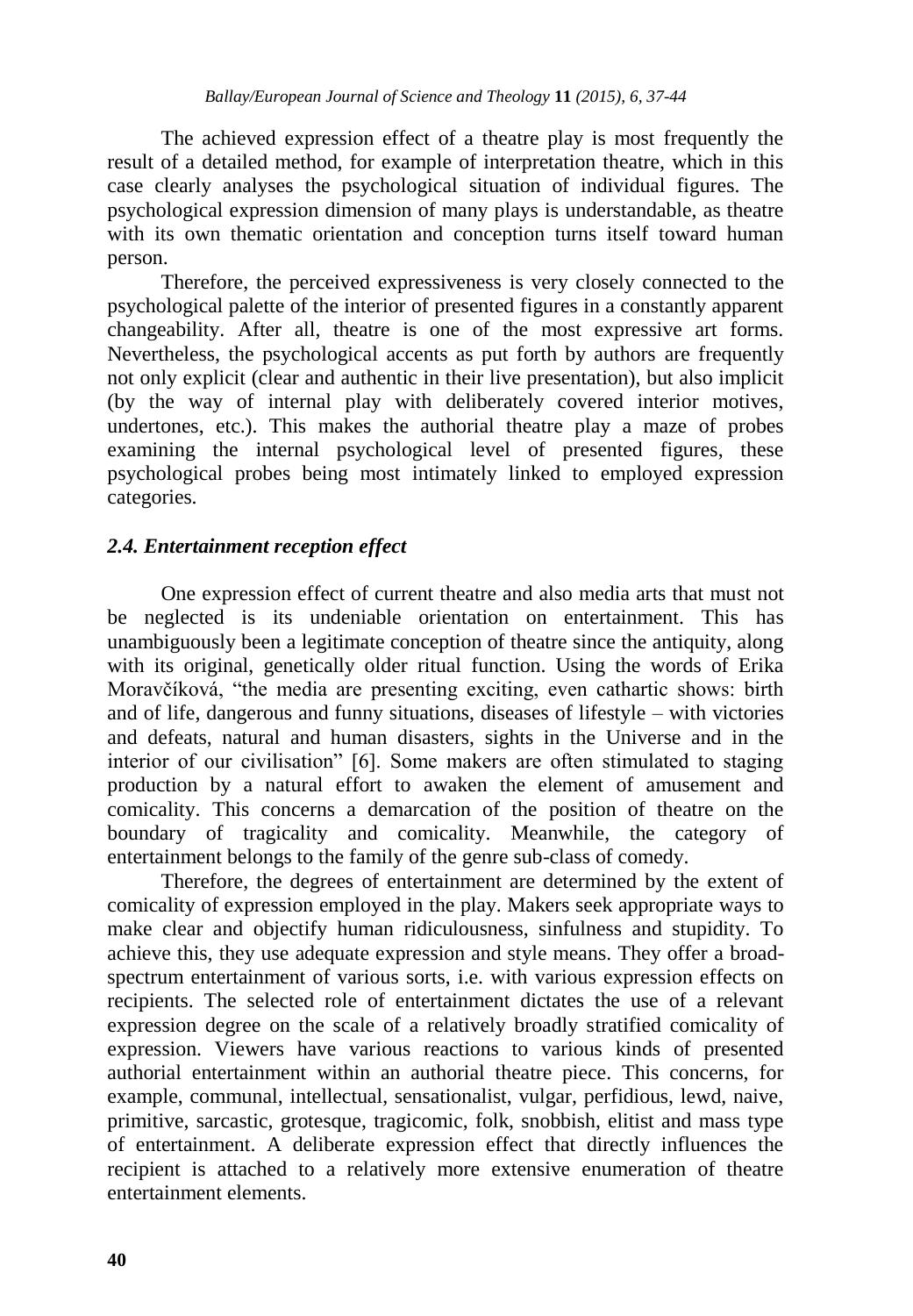The achieved expression effect of a theatre play is most frequently the result of a detailed method, for example of interpretation theatre, which in this case clearly analyses the psychological situation of individual figures. The psychological expression dimension of many plays is understandable, as theatre with its own thematic orientation and conception turns itself toward human person.

Therefore, the perceived expressiveness is very closely connected to the psychological palette of the interior of presented figures in a constantly apparent changeability. After all, theatre is one of the most expressive art forms. Nevertheless, the psychological accents as put forth by authors are frequently not only explicit (clear and authentic in their live presentation), but also implicit (by the way of internal play with deliberately covered interior motives, undertones, etc.). This makes the authorial theatre play a maze of probes examining the internal psychological level of presented figures, these psychological probes being most intimately linked to employed expression categories.

### *2.4. Entertainment reception effect*

One expression effect of current theatre and also media arts that must not be neglected is its undeniable orientation on entertainment. This has unambiguously been a legitimate conception of theatre since the antiquity, along with its original, genetically older ritual function. Using the words of Erika Moravčíková, "the media are presenting exciting, even cathartic shows: birth and of life, dangerous and funny situations, diseases of lifestyle – with victories and defeats, natural and human disasters, sights in the Universe and in the interior of our civilisation" [6]. Some makers are often stimulated to staging production by a natural effort to awaken the element of amusement and comicality. This concerns a demarcation of the position of theatre on the boundary of tragicality and comicality. Meanwhile, the category of entertainment belongs to the family of the genre sub-class of comedy.

Therefore, the degrees of entertainment are determined by the extent of comicality of expression employed in the play. Makers seek appropriate ways to make clear and objectify human ridiculousness, sinfulness and stupidity. To achieve this, they use adequate expression and style means. They offer a broad-spectrum entertainment of various sorts, i.e. with various expression effects on recipients. The selected role of entertainment dictates the use of a relevant expression degree on the scale of a relatively broadly stratified comicality of expression. Viewers have various reactions to various kinds of presented authorial entertainment within an authorial theatre piece. This concerns, for example, communal, intellectual, sensationalist, vulgar, perfidious, lewd, naive, primitive, sarcastic, grotesque, tragicomic, folk, snobbish, elitist and mass type of entertainment. A deliberate expression effect that directly influences the recipient is attached to a relatively more extensive enumeration of theatre entertainment elements.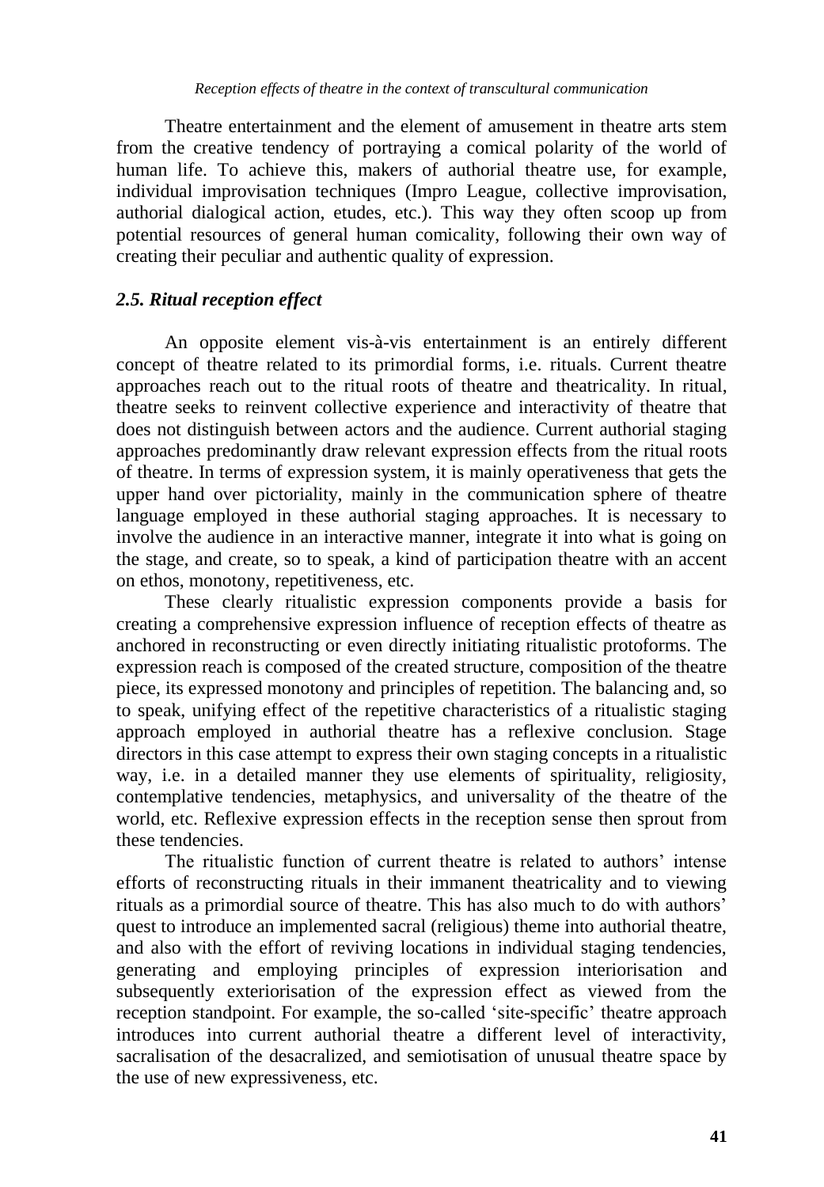Theatre entertainment and the element of amusement in theatre arts stem from the creative tendency of portraying a comical polarity of the world of human life. To achieve this, makers of authorial theatre use, for example, individual improvisation techniques (Impro League, collective improvisation, authorial dialogical action, etudes, etc.). This way they often scoop up from potential resources of general human comicality, following their own way of creating their peculiar and authentic quality of expression.

### *2.5. Ritual reception effect*

An opposite element vis-à-vis entertainment is an entirely different concept of theatre related to its primordial forms, i.e. rituals. Current theatre approaches reach out to the ritual roots of theatre and theatricality. In ritual, theatre seeks to reinvent collective experience and interactivity of theatre that does not distinguish between actors and the audience. Current authorial staging approaches predominantly draw relevant expression effects from the ritual roots of theatre. In terms of expression system, it is mainly operativeness that gets the upper hand over pictoriality, mainly in the communication sphere of theatre language employed in these authorial staging approaches. It is necessary to involve the audience in an interactive manner, integrate it into what is going on the stage, and create, so to speak, a kind of participation theatre with an accent on ethos, monotony, repetitiveness, etc.

These clearly ritualistic expression components provide a basis for creating a comprehensive expression influence of reception effects of theatre as anchored in reconstructing or even directly initiating ritualistic protoforms. The expression reach is composed of the created structure, composition of the theatre piece, its expressed monotony and principles of repetition. The balancing and, so to speak, unifying effect of the repetitive characteristics of a ritualistic staging approach employed in authorial theatre has a reflexive conclusion. Stage directors in this case attempt to express their own staging concepts in a ritualistic way, i.e. in a detailed manner they use elements of spirituality, religiosity, contemplative tendencies, metaphysics, and universality of the theatre of the world, etc. Reflexive expression effects in the reception sense then sprout from these tendencies.

The ritualistic function of current theatre is related to authors' intense efforts of reconstructing rituals in their immanent theatricality and to viewing rituals as a primordial source of theatre. This has also much to do with authors' quest to introduce an implemented sacral (religious) theme into authorial theatre, and also with the effort of reviving locations in individual staging tendencies, generating and employing principles of expression interiorisation and subsequently exteriorisation of the expression effect as viewed from the reception standpoint. For example, the so-called 'site-specific' theatre approach introduces into current authorial theatre a different level of interactivity, sacralisation of the desacralized, and semiotisation of unusual theatre space by the use of new expressiveness, etc.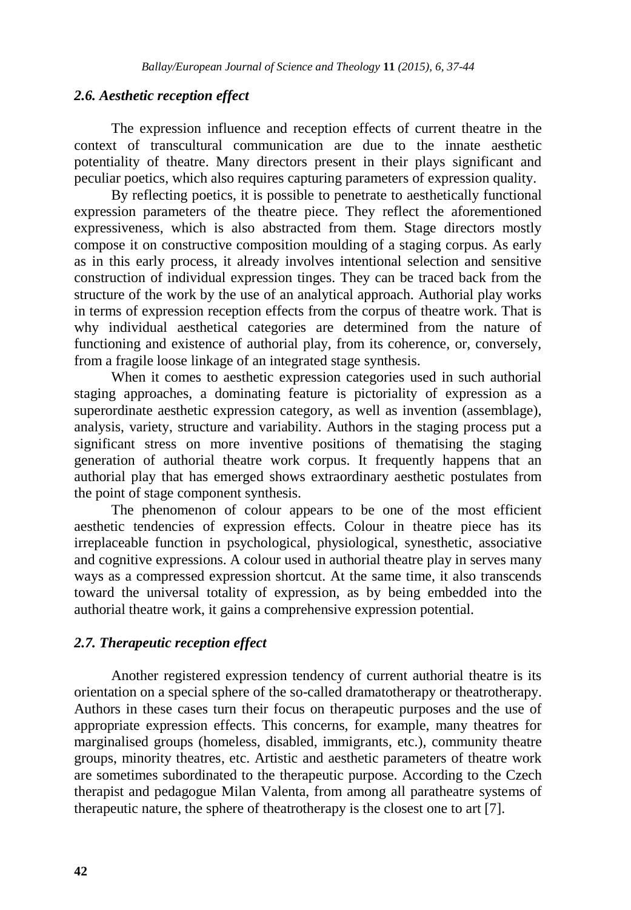### *2.6. Aesthetic reception effect*

The expression influence and reception effects of current theatre in the context of transcultural communication are due to the innate aesthetic potentiality of theatre. Many directors present in their plays significant and peculiar poetics, which also requires capturing parameters of expression quality.

By reflecting poetics, it is possible to penetrate to aesthetically functional expression parameters of the theatre piece. They reflect the aforementioned expressiveness, which is also abstracted from them. Stage directors mostly compose it on constructive composition moulding of a staging corpus. As early as in this early process, it already involves intentional selection and sensitive construction of individual expression tinges. They can be traced back from the structure of the work by the use of an analytical approach. Authorial play works in terms of expression reception effects from the corpus of theatre work. That is why individual aesthetical categories are determined from the nature of functioning and existence of authorial play, from its coherence, or, conversely, from a fragile loose linkage of an integrated stage synthesis.

When it comes to aesthetic expression categories used in such authorial staging approaches, a dominating feature is pictoriality of expression as a superordinate aesthetic expression category, as well as invention (assemblage), analysis, variety, structure and variability. Authors in the staging process put a significant stress on more inventive positions of thematising the staging generation of authorial theatre work corpus. It frequently happens that an authorial play that has emerged shows extraordinary aesthetic postulates from the point of stage component synthesis.

The phenomenon of colour appears to be one of the most efficient aesthetic tendencies of expression effects. Colour in theatre piece has its irreplaceable function in psychological, physiological, synesthetic, associative and cognitive expressions. A colour used in authorial theatre play in serves many ways as a compressed expression shortcut. At the same time, it also transcends toward the universal totality of expression, as by being embedded into the authorial theatre work, it gains a comprehensive expression potential.

### *2.7. Therapeutic reception effect*

Another registered expression tendency of current authorial theatre is its orientation on a special sphere of the so-called dramatotherapy or theatrotherapy. Authors in these cases turn their focus on therapeutic purposes and the use of appropriate expression effects. This concerns, for example, many theatres for marginalised groups (homeless, disabled, immigrants, etc.), community theatre groups, minority theatres, etc. Artistic and aesthetic parameters of theatre work are sometimes subordinated to the therapeutic purpose. According to the Czech therapist and pedagogue Milan Valenta, from among all paratheatre systems of therapeutic nature, the sphere of theatrotherapy is the closest one to art [7].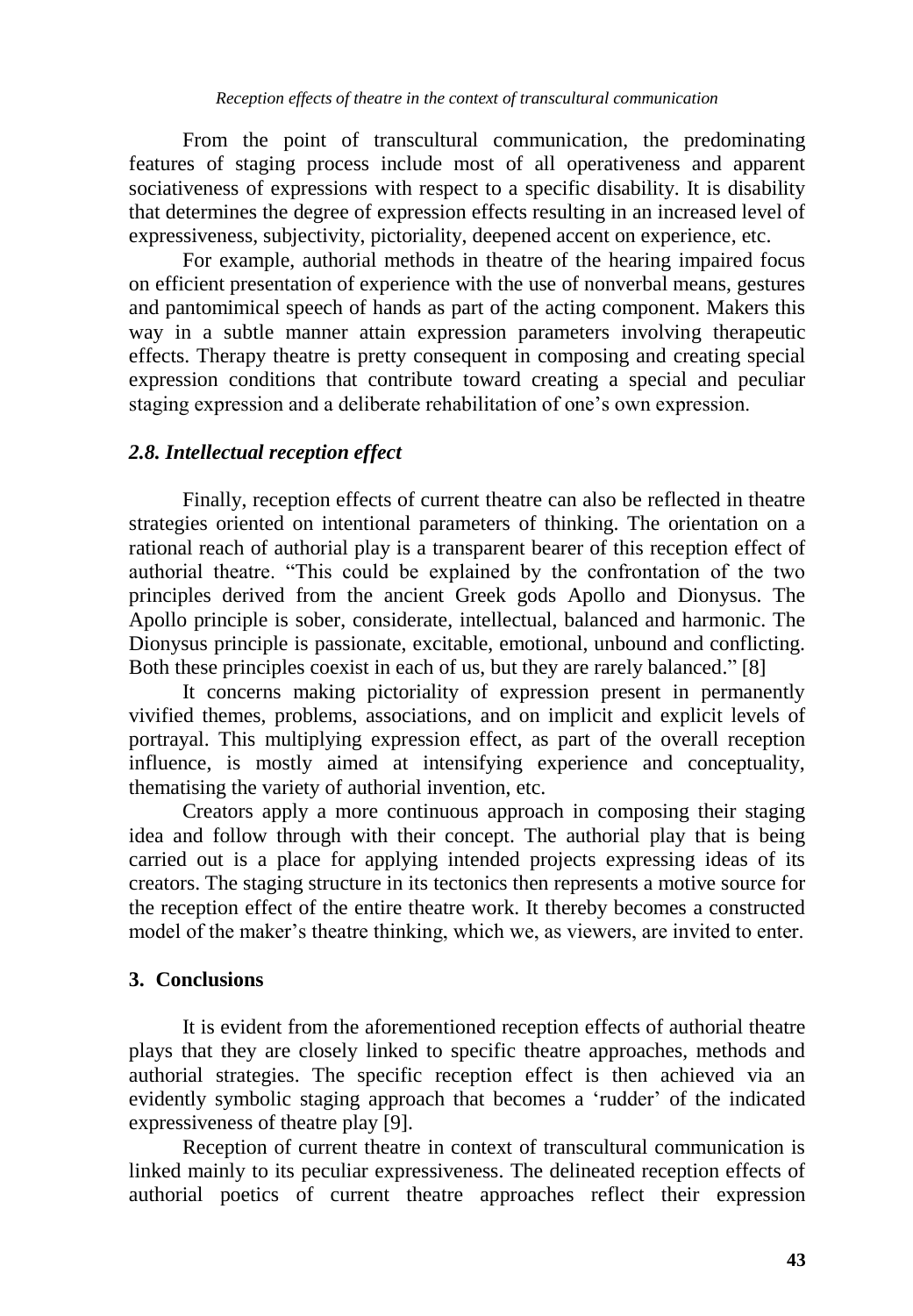From the point of transcultural communication, the predominating features of staging process include most of all operativeness and apparent sociativeness of expressions with respect to a specific disability. It is disability that determines the degree of expression effects resulting in an increased level of expressiveness, subjectivity, pictoriality, deepened accent on experience, etc.

For example, authorial methods in theatre of the hearing impaired focus on efficient presentation of experience with the use of nonverbal means, gestures and pantomimical speech of hands as part of the acting component. Makers this way in a subtle manner attain expression parameters involving therapeutic effects. Therapy theatre is pretty consequent in composing and creating special expression conditions that contribute toward creating a special and peculiar staging expression and a deliberate rehabilitation of one's own expression.

### *2.8. Intellectual reception effect*

Finally, reception effects of current theatre can also be reflected in theatre strategies oriented on intentional parameters of thinking. The orientation on a rational reach of authorial play is a transparent bearer of this reception effect of authorial theatre. "This could be explained by the confrontation of the two principles derived from the ancient Greek gods Apollo and Dionysus. The Apollo principle is sober, considerate, intellectual, balanced and harmonic. The Dionysus principle is passionate, excitable, emotional, unbound and conflicting. Both these principles coexist in each of us, but they are rarely balanced." [8]

It concerns making pictoriality of expression present in permanently vivified themes, problems, associations, and on implicit and explicit levels of portrayal. This multiplying expression effect, as part of the overall reception influence, is mostly aimed at intensifying experience and conceptuality, thematising the variety of authorial invention, etc.

Creators apply a more continuous approach in composing their staging idea and follow through with their concept. The authorial play that is being carried out is a place for applying intended projects expressing ideas of its creators. The staging structure in its tectonics then represents a motive source for the reception effect of the entire theatre work. It thereby becomes a constructed model of the maker's theatre thinking, which we, as viewers, are invited to enter.

## 3. Conclusions

It is evident from the aforementioned reception effects of authorial theatre plays that they are closely linked to specific theatre approaches, methods and authorial strategies. The specific reception effect is then achieved via an evidently symbolic staging approach that becomes a 'rudder' of the indicated expressiveness of theatre play [9].

Reception of current theatre in context of transcultural communication is linked mainly to its peculiar expressiveness. The delineated reception effects of authorial poetics of current theatre approaches reflect their expression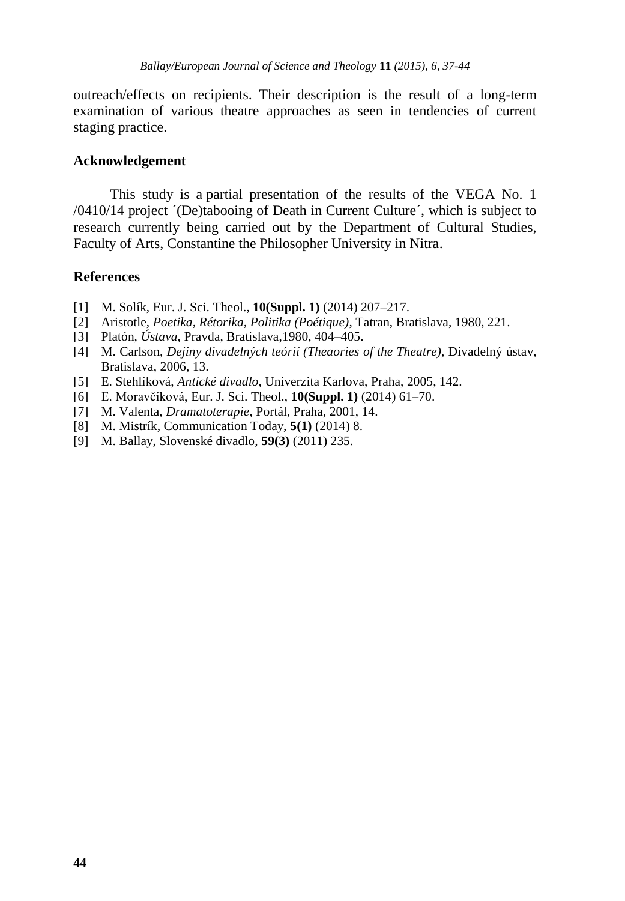outreach/effects on recipients. Their description is the result of a long-term examination of various theatre approaches as seen in tendencies of current staging practice.

## Acknowledgement

This study is a partial presentation of the results of the VEGA No. 1 /0410/14 project ´(De)tabooing of Death in Current Culture´, which is subject to research currently being carried out by the Department of Cultural Studies, Faculty of Arts, Constantine the Philosopher University in Nitra.

## References

[1] M. Solík, Eur. J. Sci. Theol., **10(Suppl. 1)** (2014) 207–217.
[2] Aristotle, *Poetika, Rétorika, Politika (Poétique)*, Tatran, Bratislava, 1980, 221.
[3] Platón, *Ústava*, Pravda, Bratislava,1980, 404–405.
[4] M. Carlson, *Dejiny divadelných teórií (Theaories of the Theatre)*, Divadelný ústav, Bratislava, 2006, 13.
[5] E. Stehlíková, *Antické divadlo*, Univerzita Karlova, Praha, 2005, 142.
[6] E. Moravčíková, Eur. J. Sci. Theol., **10(Suppl. 1)** (2014) 61–70.
[7] M. Valenta, *Dramatoterapie*, Portál, Praha, 2001, 14.
[8] M. Mistrík, Communication Today, **5(1)** (2014) 8.
[9] M. Ballay, Slovenské divadlo, **59(3)** (2011) 235.